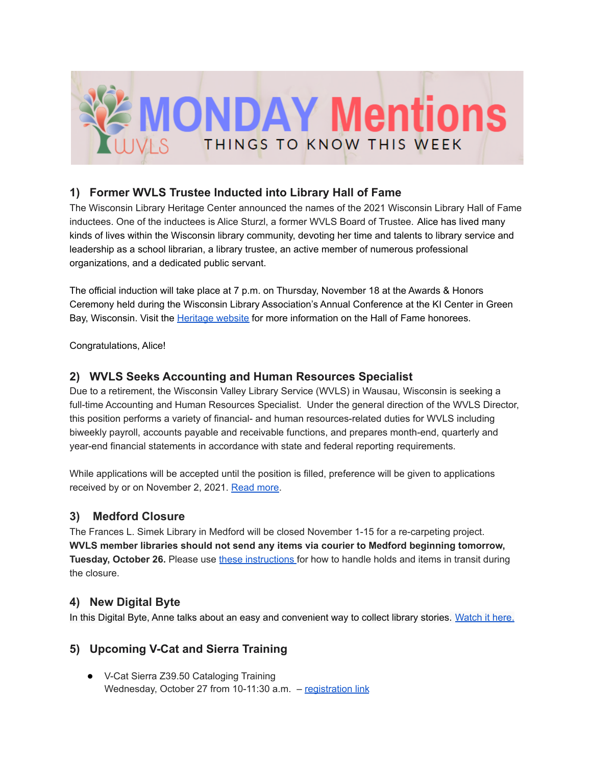# MONDAY Mentions

THINGS TO KNOW THIS WEEK

## 1) Former WVLS Trustee Inducted into Library Hall of Fame

The Wisconsin Library Heritage Center announced the names of the 2021 Wisconsin Library Hall of Fame inductees. One of the inductees is Alice Sturzl, a former WVLS Board of Trustee. Alice has lived many kinds of lives within the Wisconsin library community, devoting her time and talents to library service and leadership as a school librarian, a library trustee, an active member of numerous professional organizations, and a dedicated public servant.

The official induction will take place at 7 p.m. on Thursday, November 18 at the Awards & Honors Ceremony held during the Wisconsin Library Association's Annual Conference at the KI Center in Green Bay, Wisconsin. Visit the Heritage website for more information on the Hall of Fame honorees.

Congratulations, Alice!

## 2) WVLS Seeks Accounting and Human Resources Specialist

Due to a retirement, the Wisconsin Valley Library Service (WVLS) in Wausau, Wisconsin is seeking a full-time Accounting and Human Resources Specialist. Under the general direction of the WVLS Director, this position performs a variety of financial- and human resources-related duties for WVLS including biweekly payroll, accounts payable and receivable functions, and prepares month-end, quarterly and year-end financial statements in accordance with state and federal reporting requirements.

While applications will be accepted until the position is filled, preference will be given to applications received by or on November 2, 2021. Read more.

## 3) Medford Closure

The Frances L. Simek Library in Medford will be closed November 1-15 for a re-carpeting project. **WVLS member libraries should not send any items via courier to Medford beginning tomorrow, Tuesday, October 26.** Please use these instructions for how to handle holds and items in transit during the closure.

## 4) New Digital Byte

In this Digital Byte, Anne talks about an easy and convenient way to collect library stories. Watch it here.

## 5) Upcoming V-Cat and Sierra Training

- V-Cat Sierra Z39.50 Cataloging Training
  Wednesday, October 27 from 10-11:30 a.m. – registration link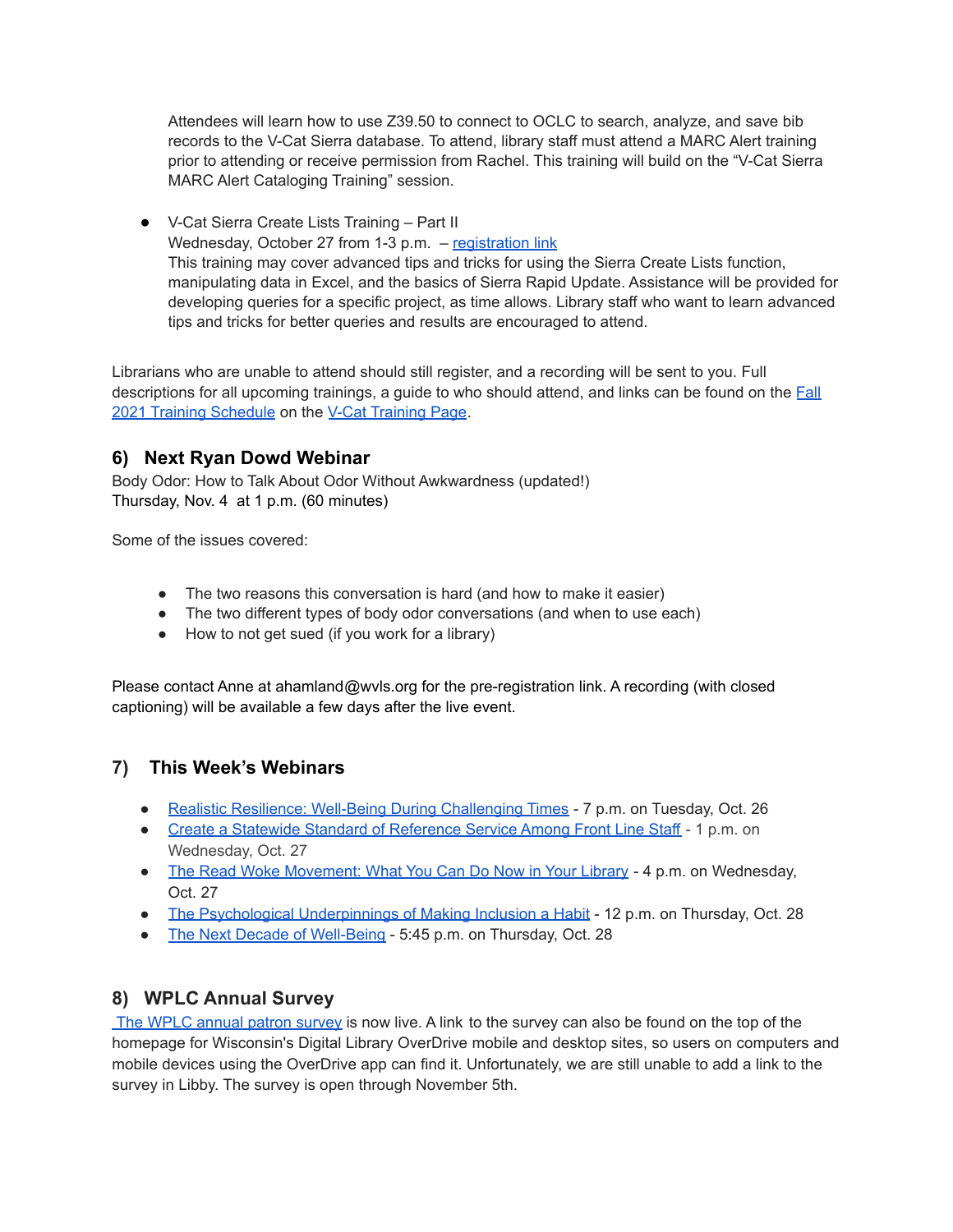Attendees will learn how to use Z39.50 to connect to OCLC to search, analyze, and save bib records to the V-Cat Sierra database. To attend, library staff must attend a MARC Alert training prior to attending or receive permission from Rachel. This training will build on the "V-Cat Sierra MARC Alert Cataloging Training" session.

- V-Cat Sierra Create Lists Training – Part II
  Wednesday, October 27 from 1-3 p.m. – registration link
  This training may cover advanced tips and tricks for using the Sierra Create Lists function, manipulating data in Excel, and the basics of Sierra Rapid Update. Assistance will be provided for developing queries for a specific project, as time allows. Library staff who want to learn advanced tips and tricks for better queries and results are encouraged to attend.

Librarians who are unable to attend should still register, and a recording will be sent to you. Full descriptions for all upcoming trainings, a guide to who should attend, and links can be found on the Fall 2021 Training Schedule on the V-Cat Training Page.

## 6) Next Ryan Dowd Webinar

Body Odor: How to Talk About Odor Without Awkwardness (updated!)
Thursday, Nov. 4 at 1 p.m. (60 minutes)

Some of the issues covered:

- The two reasons this conversation is hard (and how to make it easier)
- The two different types of body odor conversations (and when to use each)
- How to not get sued (if you work for a library)

Please contact Anne at ahamland@wvls.org for the pre-registration link. A recording (with closed captioning) will be available a few days after the live event.

## 7) This Week's Webinars

- Realistic Resilience: Well-Being During Challenging Times - 7 p.m. on Tuesday, Oct. 26
- Create a Statewide Standard of Reference Service Among Front Line Staff - 1 p.m. on Wednesday, Oct. 27
- The Read Woke Movement: What You Can Do Now in Your Library - 4 p.m. on Wednesday, Oct. 27
- The Psychological Underpinnings of Making Inclusion a Habit - 12 p.m. on Thursday, Oct. 28
- The Next Decade of Well-Being - 5:45 p.m. on Thursday, Oct. 28

## 8) WPLC Annual Survey

The WPLC annual patron survey is now live. A link to the survey can also be found on the top of the homepage for Wisconsin's Digital Library OverDrive mobile and desktop sites, so users on computers and mobile devices using the OverDrive app can find it. Unfortunately, we are still unable to add a link to the survey in Libby. The survey is open through November 5th.